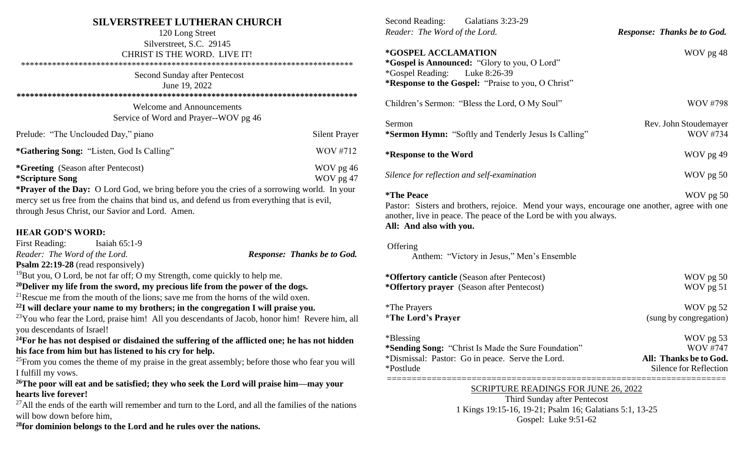# SILVERSTREET LUTHERAN CHURCH

120 Long Street
Silverstreet, S.C. 29145
CHRIST IS THE WORD. LIVE IT!

******************************************************************************

Second Sunday after Pentecost
June 19, 2022

******************************************************************************

Welcome and Announcements
Service of Word and Prayer--WOV pg 46

Prelude: "The Unclouded Day," piano — Silent Prayer

**\*Gathering Song:** "Listen, God Is Calling" — WOV #712

**\*Greeting** (Season after Pentecost) — WOV pg 46
**\*Scripture Song** — WOV pg 47

**\*Prayer of the Day:** O Lord God, we bring before you the cries of a sorrowing world. In your mercy set us free from the chains that bind us, and defend us from everything that is evil, through Jesus Christ, our Savior and Lord. Amen.

**HEAR GOD'S WORD:**

First Reading: Isaiah 65:1-9
*Reader: The Word of the Lord.* ***Response: Thanks be to God.***

**Psalm 22:19-28** (read responsively)

[19]But you, O Lord, be not far off; O my Strength, come quickly to help me.
**[20]Deliver my life from the sword, my precious life from the power of the dogs.**
[21]Rescue me from the mouth of the lions; save me from the horns of the wild oxen.
**[22]I will declare your name to my brothers; in the congregation I will praise you.**
[23]You who fear the Lord, praise him! All you descendants of Jacob, honor him! Revere him, all you descendants of Israel!
**[24]For he has not despised or disdained the suffering of the afflicted one; he has not hidden his face from him but has listened to his cry for help.**
[25]From you comes the theme of my praise in the great assembly; before those who fear you will I fulfill my vows.
**[26]The poor will eat and be satisfied; they who seek the Lord will praise him—may your hearts live forever!**
[27]All the ends of the earth will remember and turn to the Lord, and all the families of the nations will bow down before him,
**[28]for dominion belongs to the Lord and he rules over the nations.**

Second Reading: Galatians 3:23-29
*Reader: The Word of the Lord.* ***Response: Thanks be to God.***

**\*GOSPEL ACCLAMATION** — WOV pg 48
**\*Gospel is Announced:** "Glory to you, O Lord"
\*Gospel Reading: Luke 8:26-39
**\*Response to the Gospel:** "Praise to you, O Christ"

Children's Sermon: "Bless the Lord, O My Soul" — WOV #798

Sermon — Rev. John Stoudemayer
**\*Sermon Hymn:** "Softly and Tenderly Jesus Is Calling" — WOV #734

**\*Response to the Word** — WOV pg 49

*Silence for reflection and self-examination* — WOV pg 50

**\*The Peace** — WOV pg 50
Pastor: Sisters and brothers, rejoice. Mend your ways, encourage one another, agree with one another, live in peace. The peace of the Lord be with you always.
**All: And also with you.**

Offering
Anthem: "Victory in Jesus," Men's Ensemble

**\*Offertory canticle** (Season after Pentecost) — WOV pg 50
**\*Offertory prayer** (Season after Pentecost) — WOV pg 51

\*The Prayers — WOV pg 52
**\*The Lord's Prayer** — (sung by congregation)

\*Blessing — WOV pg 53
**\*Sending Song:** "Christ Is Made the Sure Foundation" — WOV #747
\*Dismissal: Pastor: Go in peace. Serve the Lord. — **All: Thanks be to God.**
\*Postlude — Silence for Reflection

==================================================================

SCRIPTURE READINGS FOR JUNE 26, 2022
Third Sunday after Pentecost
1 Kings 19:15-16, 19-21; Psalm 16; Galatians 5:1, 13-25
Gospel: Luke 9:51-62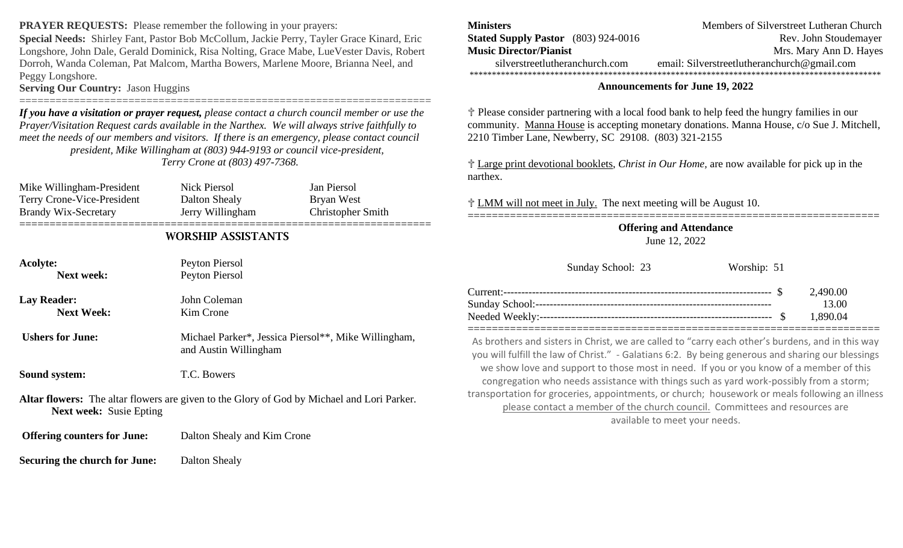**PRAYER REQUESTS:** Please remember the following in your prayers:

**Special Needs:** Shirley Fant, Pastor Bob McCollum, Jackie Perry, Tayler Grace Kinard, Eric Longshore, John Dale, Gerald Dominick, Risa Nolting, Grace Mabe, LueVester Davis, Robert Dorroh, Wanda Coleman, Pat Malcom, Martha Bowers, Marlene Moore, Brianna Neel, and Peggy Longshore.

**Serving Our Country:** Jason Huggins

---

***If you have a visitation or prayer request,*** *please contact a church council member or use the Prayer/Visitation Request cards available in the Narthex. We will always strive faithfully to meet the needs of our members and visitors. If there is an emergency, please contact council president, Mike Willingham at (803) 944-9193 or council vice-president, Terry Crone at (803) 497-7368.*

| | | |
|---|---|---|
| Mike Willingham-President | Nick Piersol | Jan Piersol |
| Terry Crone-Vice-President | Dalton Shealy | Bryan West |
| Brandy Wix-Secretary | Jerry Willingham | Christopher Smith |

---

## WORSHIP ASSISTANTS

**Acolyte:** Peyton Piersol
**Next week:** Peyton Piersol

**Lay Reader:** John Coleman
**Next Week:** Kim Crone

**Ushers for June:** Michael Parker*, Jessica Piersol**, Mike Willingham, and Austin Willingham

**Sound system:** T.C. Bowers

**Altar flowers:** The altar flowers are given to the Glory of God by Michael and Lori Parker.
**Next week:** Susie Epting

**Offering counters for June:** Dalton Shealy and Kim Crone

**Securing the church for June:** Dalton Shealy

**Ministers** — Members of Silverstreet Lutheran Church
**Stated Supply Pastor** (803) 924-0016 — Rev. John Stoudemayer
**Music Director/Pianist** — Mrs. Mary Ann D. Hayes
silverstreetlutheranchurch.com email: Silverstreetlutheranchurch@gmail.com

## Announcements for June 19, 2022

† Please consider partnering with a local food bank to help feed the hungry families in our community. Manna House is accepting monetary donations. Manna House, c/o Sue J. Mitchell, 2210 Timber Lane, Newberry, SC 29108. (803) 321-2155

† Large print devotional booklets, *Christ in Our Home,* are now available for pick up in the narthex.

† LMM will not meet in July. The next meeting will be August 10.

---

## Offering and Attendance

June 12, 2022

Sunday School: 23 Worship: 51

| | |
|---|---|
| Current: | $ 2,490.00 |
| Sunday School: | 13.00 |
| Needed Weekly: | $ 1,890.04 |

---

As brothers and sisters in Christ, we are called to "carry each other's burdens, and in this way you will fulfill the law of Christ." - Galatians 6:2. By being generous and sharing our blessings we show love and support to those most in need. If you or you know of a member of this congregation who needs assistance with things such as yard work-possibly from a storm; transportation for groceries, appointments, or church; housework or meals following an illness please contact a member of the church council. Committees and resources are available to meet your needs.